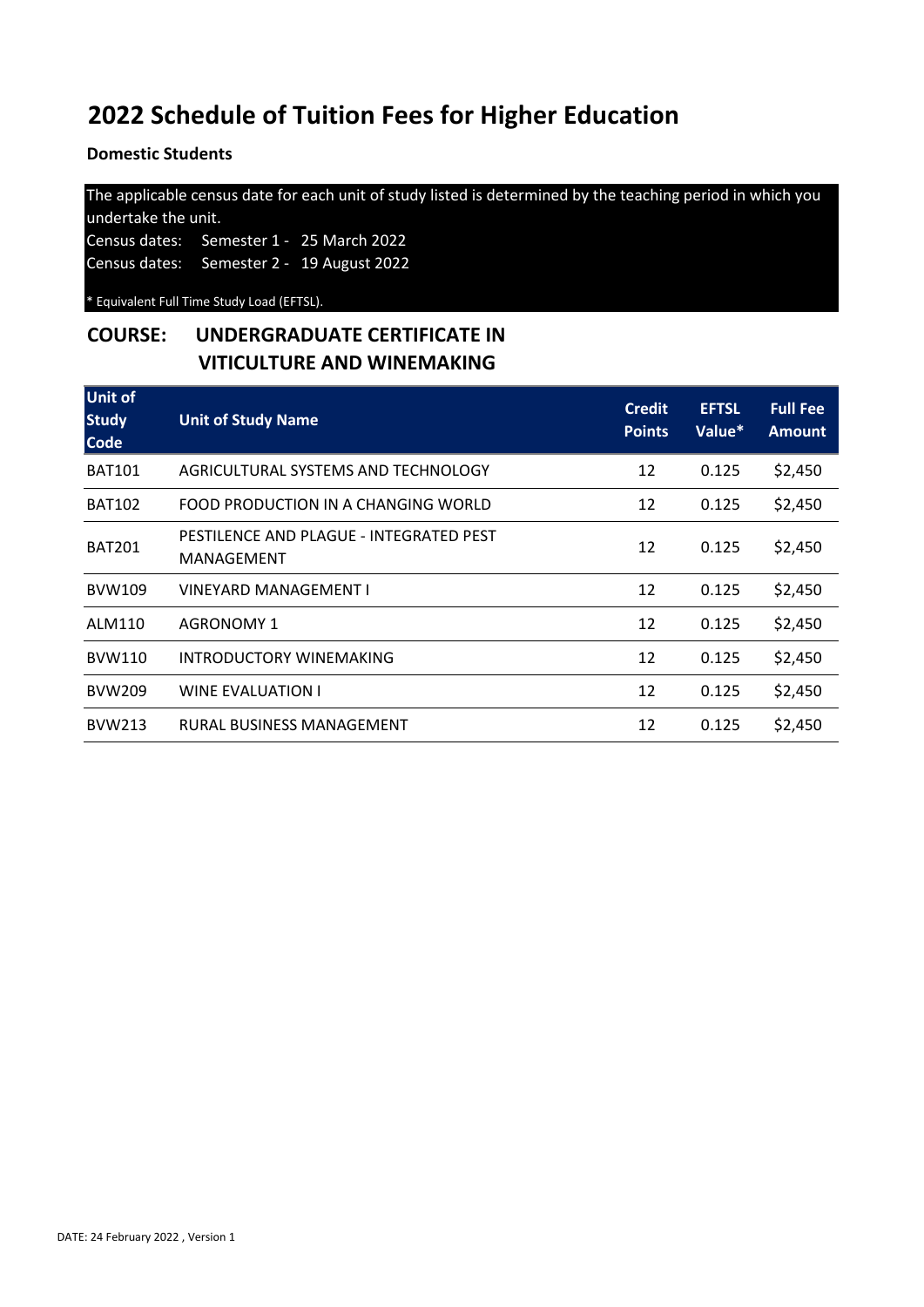# 2022 Schedule of Tuition Fees for Higher Education

**Domestic Students**

The applicable census date for each unit of study listed is determined by the teaching period in which you undertake the unit.

Census dates: Semester 1 - 25 March 2022

Census dates: Semester 2 - 19 August 2022

* Equivalent Full Time Study Load (EFTSL).

## COURSE: UNDERGRADUATE CERTIFICATE IN VITICULTURE AND WINEMAKING

| Unit of Study Code | Unit of Study Name | Credit Points | EFTSL Value* | Full Fee Amount |
|---|---|---|---|---|
| BAT101 | AGRICULTURAL SYSTEMS AND TECHNOLOGY | 12 | 0.125 | $2,450 |
| BAT102 | FOOD PRODUCTION IN A CHANGING WORLD | 12 | 0.125 | $2,450 |
| BAT201 | PESTILENCE AND PLAGUE - INTEGRATED PEST MANAGEMENT | 12 | 0.125 | $2,450 |
| BVW109 | VINEYARD MANAGEMENT I | 12 | 0.125 | $2,450 |
| ALM110 | AGRONOMY 1 | 12 | 0.125 | $2,450 |
| BVW110 | INTRODUCTORY WINEMAKING | 12 | 0.125 | $2,450 |
| BVW209 | WINE EVALUATION I | 12 | 0.125 | $2,450 |
| BVW213 | RURAL BUSINESS MANAGEMENT | 12 | 0.125 | $2,450 |

DATE: 24 February 2022 , Version 1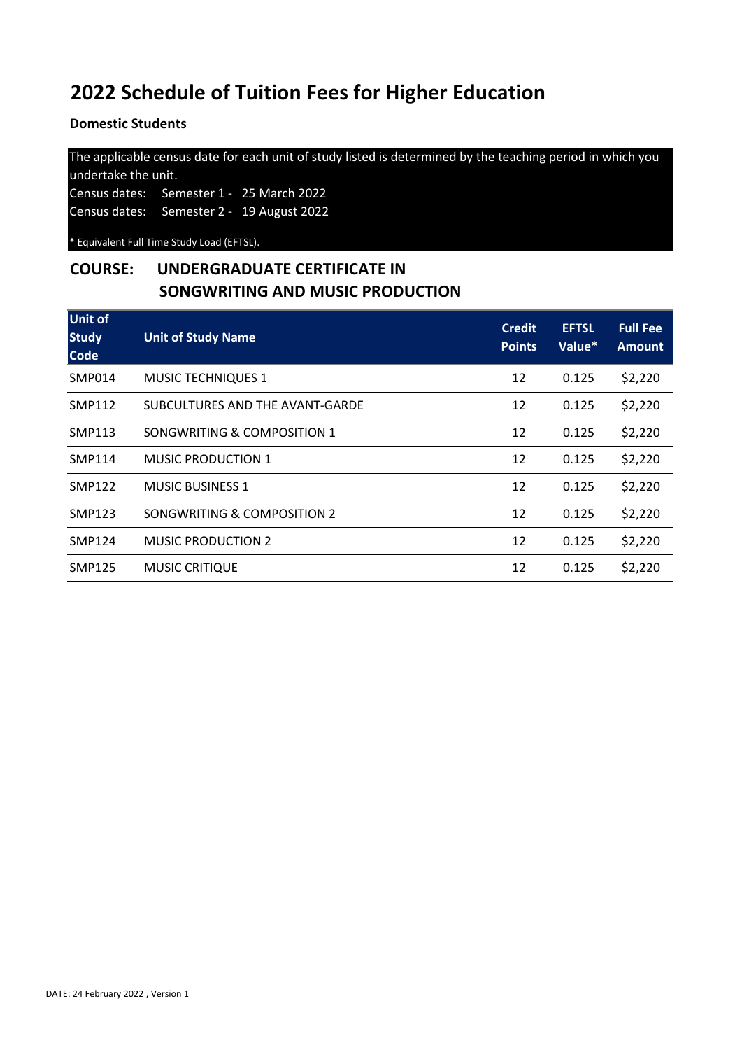# 2022 Schedule of Tuition Fees for Higher Education

**Domestic Students**

The applicable census date for each unit of study listed is determined by the teaching period in which you undertake the unit.

Census dates: Semester 1 - 25 March 2022

Census dates: Semester 2 - 19 August 2022

* Equivalent Full Time Study Load (EFTSL).

## COURSE: UNDERGRADUATE CERTIFICATE IN SONGWRITING AND MUSIC PRODUCTION

| Unit of Study Code | Unit of Study Name | Credit Points | EFTSL Value* | Full Fee Amount |
|---|---|---|---|---|
| SMP014 | MUSIC TECHNIQUES 1 | 12 | 0.125 | $2,220 |
| SMP112 | SUBCULTURES AND THE AVANT-GARDE | 12 | 0.125 | $2,220 |
| SMP113 | SONGWRITING & COMPOSITION 1 | 12 | 0.125 | $2,220 |
| SMP114 | MUSIC PRODUCTION 1 | 12 | 0.125 | $2,220 |
| SMP122 | MUSIC BUSINESS 1 | 12 | 0.125 | $2,220 |
| SMP123 | SONGWRITING & COMPOSITION 2 | 12 | 0.125 | $2,220 |
| SMP124 | MUSIC PRODUCTION 2 | 12 | 0.125 | $2,220 |
| SMP125 | MUSIC CRITIQUE | 12 | 0.125 | $2,220 |

DATE: 24 February 2022 , Version 1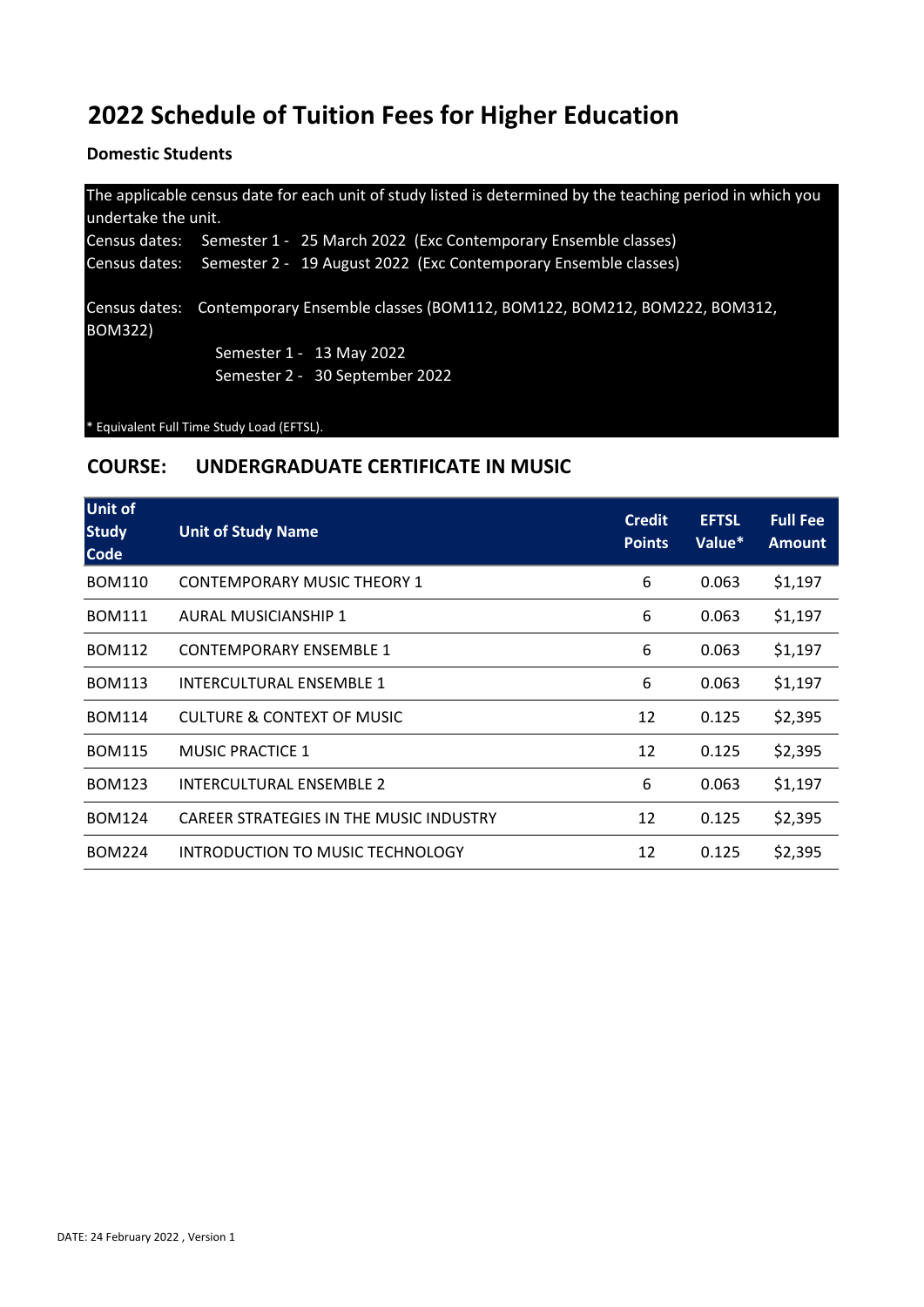# 2022 Schedule of Tuition Fees for Higher Education

**Domestic Students**

The applicable census date for each unit of study listed is determined by the teaching period in which you undertake the unit.

Census dates: Semester 1 - 25 March 2022 (Exc Contemporary Ensemble classes)
Census dates: Semester 2 - 19 August 2022 (Exc Contemporary Ensemble classes)

Census dates: Contemporary Ensemble classes (BOM112, BOM122, BOM212, BOM222, BOM312, BOM322)

Semester 1 - 13 May 2022
Semester 2 - 30 September 2022

* Equivalent Full Time Study Load (EFTSL).

## COURSE: UNDERGRADUATE CERTIFICATE IN MUSIC

| Unit of Study Code | Unit of Study Name | Credit Points | EFTSL Value* | Full Fee Amount |
|---|---|---|---|---|
| BOM110 | CONTEMPORARY MUSIC THEORY 1 | 6 | 0.063 | $1,197 |
| BOM111 | AURAL MUSICIANSHIP 1 | 6 | 0.063 | $1,197 |
| BOM112 | CONTEMPORARY ENSEMBLE 1 | 6 | 0.063 | $1,197 |
| BOM113 | INTERCULTURAL ENSEMBLE 1 | 6 | 0.063 | $1,197 |
| BOM114 | CULTURE & CONTEXT OF MUSIC | 12 | 0.125 | $2,395 |
| BOM115 | MUSIC PRACTICE 1 | 12 | 0.125 | $2,395 |
| BOM123 | INTERCULTURAL ENSEMBLE 2 | 6 | 0.063 | $1,197 |
| BOM124 | CAREER STRATEGIES IN THE MUSIC INDUSTRY | 12 | 0.125 | $2,395 |
| BOM224 | INTRODUCTION TO MUSIC TECHNOLOGY | 12 | 0.125 | $2,395 |

DATE: 24 February 2022 , Version 1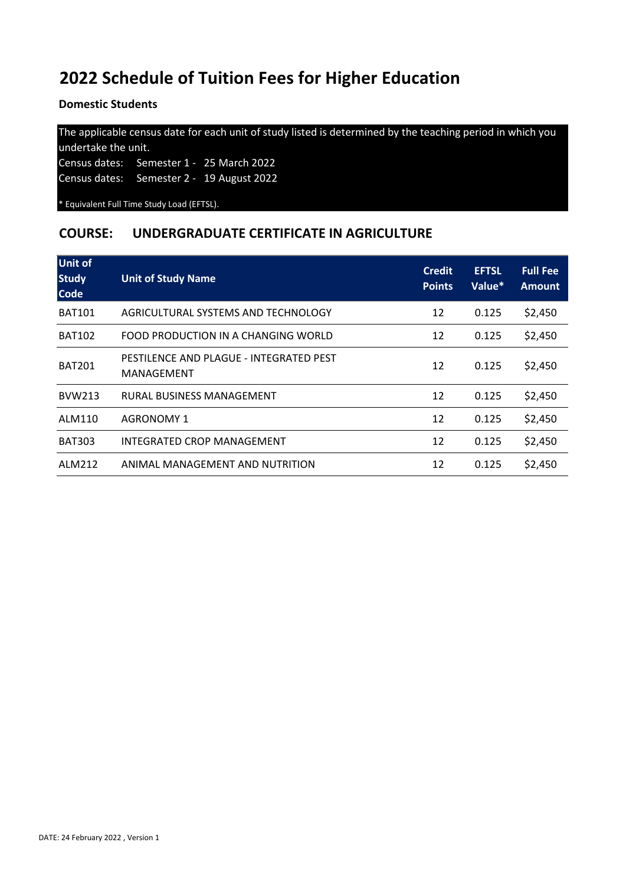# 2022 Schedule of Tuition Fees for Higher Education

**Domestic Students**

The applicable census date for each unit of study listed is determined by the teaching period in which you undertake the unit.

Census dates: Semester 1 - 25 March 2022

Census dates: Semester 2 - 19 August 2022

* Equivalent Full Time Study Load (EFTSL).

## COURSE: UNDERGRADUATE CERTIFICATE IN AGRICULTURE

| Unit of Study Code | Unit of Study Name | Credit Points | EFTSL Value* | Full Fee Amount |
|---|---|---|---|---|
| BAT101 | AGRICULTURAL SYSTEMS AND TECHNOLOGY | 12 | 0.125 | $2,450 |
| BAT102 | FOOD PRODUCTION IN A CHANGING WORLD | 12 | 0.125 | $2,450 |
| BAT201 | PESTILENCE AND PLAGUE - INTEGRATED PEST MANAGEMENT | 12 | 0.125 | $2,450 |
| BVW213 | RURAL BUSINESS MANAGEMENT | 12 | 0.125 | $2,450 |
| ALM110 | AGRONOMY 1 | 12 | 0.125 | $2,450 |
| BAT303 | INTEGRATED CROP MANAGEMENT | 12 | 0.125 | $2,450 |
| ALM212 | ANIMAL MANAGEMENT AND NUTRITION | 12 | 0.125 | $2,450 |

DATE: 24 February 2022 , Version 1